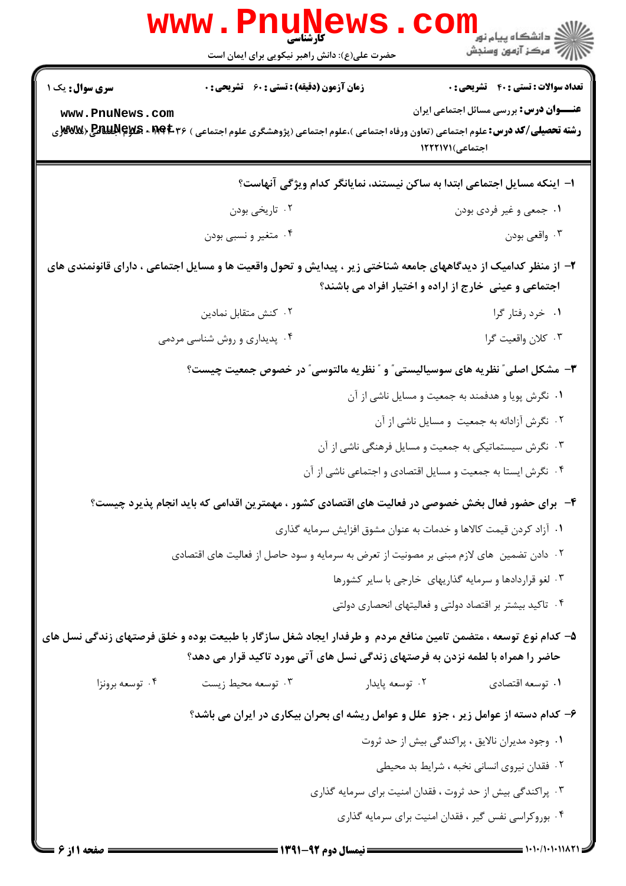کارشناسی

حضرت علی(ع): دانش راهبر نیکویی برای ایمان است

**سری سوال:** یک ۱

**زمان آزمون (دقیقه) : تستی : ۶۰ تشریحی : ۰**

**تعداد سوالات : تستی : ۴۰ تشریحی : ۰**

**عنــــوان درس:** بررسی مسائل اجتماعی ایران

**رشته تحصیلی/کد درس:** علوم اجتماعی (تعاون ورفاه اجتماعی )،علوم اجتماعی (پژوهشگری علوم اجتماعی ) ۱۲۲۲۰۳۶ - ، علوم اجتماعی (مددکاری اجتماعی)۱۲۲۲۱۷۱

**۱- اینکه مسایل اجتماعی ابتدا به ساکن نیستند، نمایانگر کدام ویژگی آنهاست؟**

۱. جمعی و غیر فردی بودن

۲. تاریخی بودن

۳. واقعی بودن

۴. متغیر و نسبی بودن

**۲- از منظر کدامیک از دیدگاههای جامعه شناختی زیر ، پیدایش و تحول واقعیت ها و مسایل اجتماعی ، دارای قانونمندی های اجتماعی و عینی خارج از اراده و اختیار افراد می باشند؟**

۱. خرد رفتار گرا

۲. کنش متقابل نمادین

۳. کلان واقعیت گرا

۴. پدیداری و روش شناسی مردمی

**۳- مشکل اصلی" نظریه های سوسیالیستی" و " نظریه مالتوسی" در خصوص جمعیت چیست؟**

۱. نگرش پویا و هدفمند به جمعیت و مسایل ناشی از آن

۲. نگرش آزادانه به جمعیت و مسایل ناشی از آن

۳. نگرش سیستماتیکی به جمعیت و مسایل فرهنگی ناشی از آن

۴. نگرش ایستا به جمعیت و مسایل اقتصادی و اجتماعی ناشی از آن

**۴- برای حضور فعال بخش خصوصی در فعالیت های اقتصادی کشور ، مهمترین اقدامی که باید انجام پذیرد چیست؟**

۱. آزاد کردن قیمت کالاها و خدمات به عنوان مشوق افزایش سرمایه گذاری

۲. دادن تضمین های لازم مبنی بر مصونیت از تعرض به سرمایه و سود حاصل از فعالیت های اقتصادی

۳. لغو قراردادها و سرمایه گذاریهای خارجی با سایر کشورها

۴. تاکید بیشتر بر اقتصاد دولتی و فعالیتهای انحصاری دولتی

**۵- کدام نوع توسعه ، متضمن تامین منافع مردم و طرفدار ایجاد شغل سازگار با طبیعت بوده و خلق فرصتهای زندگی نسل های حاضر را همراه با لطمه نزدن به فرصتهای زندگی نسل های آتی مورد تاکید قرار می دهد؟**

۱. توسعه اقتصادی

۲. توسعه پایدار

۳. توسعه محیط زیست

۴. توسعه برونزا

**۶- کدام دسته از عوامل زیر ، جزو علل و عوامل ریشه ای بحران بیکاری در ایران می باشد؟**

۱. وجود مدیران نالایق ، پراکندگی بیش از حد ثروت

۲. فقدان نیروی انسانی نخبه ، شرایط بد محیطی

۳. پراکندگی بیش از حد ثروت ، فقدان امنیت برای سرمایه گذاری

۴. بوروکراسی نفس گیر ، فقدان امنیت برای سرمایه گذاری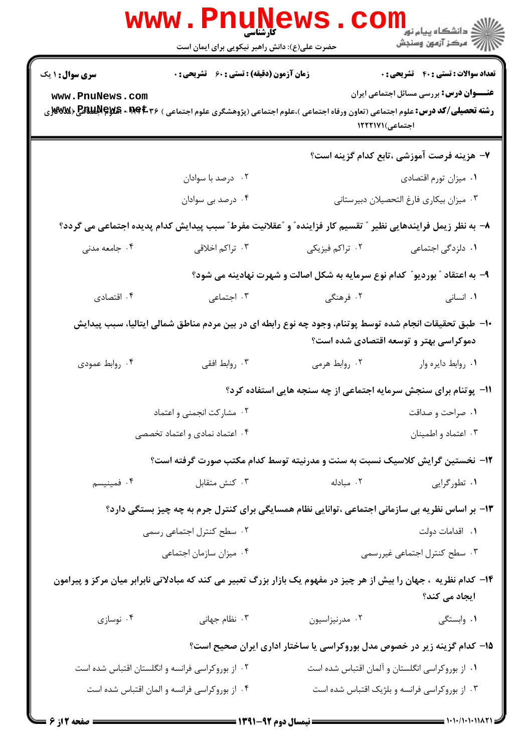**سری سوال:** ۱ یک | **زمان آزمون (دقیقه) : تستی :** ۶۰ **تشریحی :** ۰ | **تعداد سوالات : تستی :** ۴۰ **تشریحی :** ۰

**عنـــوان درس:** بررسی مسائل اجتماعی ایران

**رشته تحصیلی/کد درس:** علوم اجتماعی (تعاون ورفاه اجتماعی )،علوم اجتماعی (پژوهشگری علوم اجتماعی ) ۱۲۲۲۱۷۱،- علوم اجتماعی (مددکاری اجتماعی)۱۲۲۲۱۷۱

۷- هزینه فرصت آموزشی ،تابع کدام گزینه است؟

۱. میزان تورم اقتصادی
۲. درصد با سوادان
۳. میزان بیکاری فارغ التحصیلان دبیرستانی
۴. درصد بی سوادان

۸- به نظر زیمل فرایندهایی نظیر "تقسیم کار فزاینده" و "عقلانیت مفرط" سبب پیدایش کدام پدیده اجتماعی می گردد؟

۱. دلزدگی اجتماعی
۲. تراکم فیزیکی
۳. تراکم اخلاقی
۴. جامعه مدنی

۹- به اعتقاد "بوردیو" کدام نوع سرمایه به شکل اصالت و شهرت نهادینه می شود؟

۱. انسانی
۲. فرهنگی
۳. اجتماعی
۴. اقتصادی

۱۰- طبق تحقیقات انجام شده توسط پوتنام، وجود چه نوع رابطه ای در بین مردم مناطق شمالی ایتالیا، سبب پیدایش دموکراسی بهتر و توسعه اقتصادی شده است؟

۱. روابط دایره وار
۲. روابط هرمی
۳. روابط افقی
۴. روابط عمودی

۱۱- پوتنام برای سنجش سرمایه اجتماعی از چه سنجه هایی استفاده کرد؟

۱. صراحت و صداقت
۲. مشارکت انجمنی و اعتماد
۳. اعتماد و اطمینان
۴. اعتماد نمادی و اعتماد تخصصی

۱۲- نخستین گرایش کلاسیک نسبت به سنت و مدرنیته توسط کدام مکتب صورت گرفته است؟

۱. تطورگرایی
۲. مبادله
۳. کنش متقابل
۴. فمینیسم

۱۳- بر اساس نظریه بی سازمانی اجتماعی ،توانایی نظام همسایگی برای کنترل جرم به چه چیز بستگی دارد؟

۱. اقدامات دولت
۲. سطح کنترل اجتماعی رسمی
۳. سطح کنترل اجتماعی غیررسمی
۴. میزان سازمان اجتماعی

۱۴- کدام نظریه ، جهان را بیش از هر چیز در مفهوم یک بازار بزرگ تعبیر می کند که مبادلاتی نابرابر میان مرکز و پیرامون ایجاد می کند؟

۱. وابستگی
۲. مدرنیزاسیون
۳. نظام جهانی
۴. نوسازی

۱۵- کدام گزینه زیر در خصوص مدل بوروکراسی یا ساختار اداری ایران صحیح است؟

۱. از بوروکراسی انگلستان و آلمان اقتباس شده است
۲. از بوروکراسی فرانسه و انگلستان اقتباس شده است
۳. از بوروکراسی فرانسه و بلژیک اقتباس شده است
۴. از بوروکراسی فرانسه و المان اقتباس شده است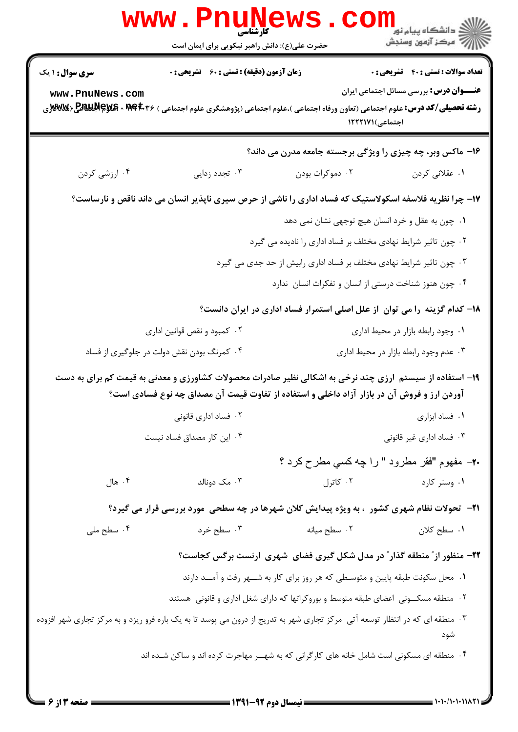۱۶- ماکس وبر، چه چیزی را ویژگی برجسته جامعه مدرن می داند؟

۱. عقلانی کردن
۲. دموکرات بودن
۳. تجدد زدایی
۴. ارزشی کردن

۱۷- چرا نظریه فلاسفه اسکولاستیک که فساد اداری را ناشی از حرص سیری ناپذیر انسان می داند ناقص و نارساست؟

۱. چون به عقل و خرد انسان هیچ توجهی نشان نمی دهد
۲. چون تاثیر شرایط نهادی مختلف بر فساد اداری را نادیده می گیرد
۳. چون تاثیر شرایط نهادی مختلف بر فساد اداری رابیش از حد جدی می گیرد
۴. چون هنوز شناخت درستی از انسان و تفکرات انسان ندارد

۱۸- کدام گزینه را می توان از علل اصلی استمرار فساد اداری در ایران دانست؟

۱. وجود رابطه بازار در محیط اداری
۲. کمبود و نقص قوانین اداری
۳. عدم وجود رابطه بازار در محیط اداری
۴. کمرنگ بودن نقش دولت در جلوگیری از فساد

۱۹- استفاده از سیستم ارزی چند نرخی به اشکالی نظیر صادرات محصولات کشاورزی و معدنی به قیمت کم برای به دست آوردن ارز و فروش آن در بازار آزاد داخلی و استفاده از تفاوت قیمت آن مصداق چه نوع فسادی است؟

۱. فساد ابزاری
۲. فساد اداری قانونی
۳. فساد اداری غیر قانونی
۴. این کار مصداق فساد نیست

۲۰- مفهوم "فقر مطرود " را چه کسی مطرح کرد ؟

۱. وستر کارد
۲. کاترل
۳. مک دونالد
۴. هال

۲۱- تحولات نظام شهری کشور ، به ویژه پیدایش کلان شهرها در چه سطحی مورد بررسی قرار می گیرد؟

۱. سطح کلان
۲. سطح میانه
۳. سطح خرد
۴. سطح ملی

۲۲- منظور از" منطقه گذار" در مدل شکل گیری فضای شهری ارنست برگس کجاست؟

۱. محل سکونت طبقه پایین و متوسطی که هر روز برای کار به شهر رفت و آمد دارند
۲. منطقه مسکونی اعضای طبقه متوسط و بوروکراتها که دارای شغل اداری و قانونی هستند
۳. منطقه ای که در انتظار توسعه آتی مرکز تجاری شهر به تدریج از درون می پوسد تا به یک باره فرو ریزد و به مرکز تجاری شهر افزوده شود
۴. منطقه ای مسکونی است شامل خانه های کارگرانی که به شهر مهاجرت کرده اند و ساکن شده اند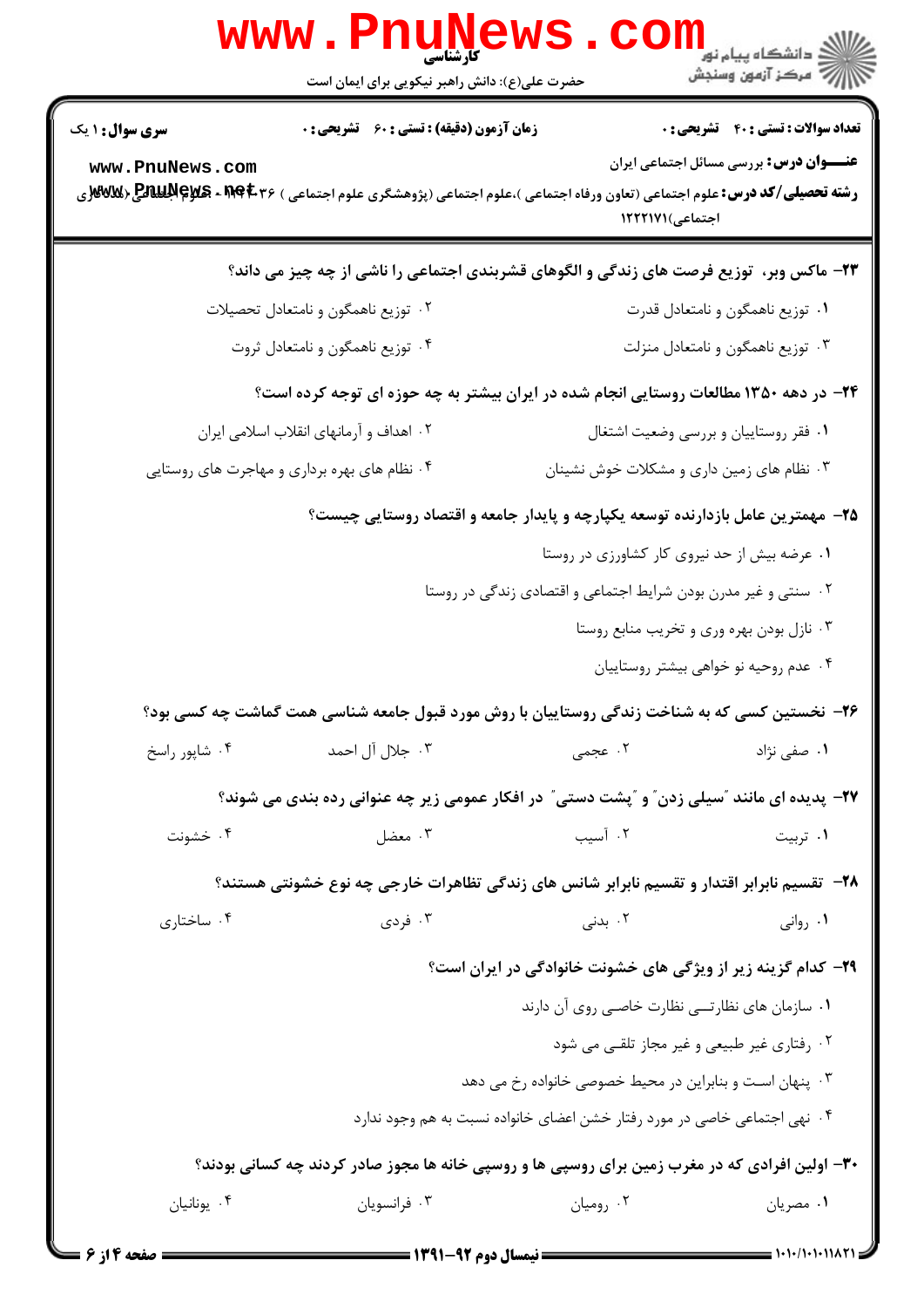**سری سوال:** ۱ یک | **زمان آزمون (دقیقه) : تستی :** ۶۰ **تشریحی :** ۰ | **تعداد سوالات : تستی :** ۴۰ **تشریحی :** ۰

**عنـــوان درس:** بررسی مسائل اجتماعی ایران

**رشته تحصیلی/کد درس:** علوم اجتماعی (تعاون ورفاه اجتماعی )،علوم اجتماعی (پژوهشگری علوم اجتماعی ) ۱۲۲۲۰۳۶ - ،علوم اجتماعی (مددکاری اجتماعی)۱۲۲۲۱۷۱

**۲۳- ماکس وبر، توزیع فرصت های زندگی و الگوهای قشربندی اجتماعی را ناشی از چه چیز می داند؟**

۱. توزیع ناهمگون و نامتعادل قدرت

۲. توزیع ناهمگون و نامتعادل تحصیلات

۳. توزیع ناهمگون و نامتعادل منزلت

۴. توزیع ناهمگون و نامتعادل ثروت

**۲۴- در دهه ۱۳۵۰ مطالعات روستایی انجام شده در ایران بیشتر به چه حوزه ای توجه کرده است؟**

۱. فقر روستاییان و بررسی وضعیت اشتغال

۲. اهداف و آرمانهای انقلاب اسلامی ایران

۳. نظام های زمین داری و مشکلات خوش نشینان

۴. نظام های بهره برداری و مهاجرت های روستایی

**۲۵- مهمترین عامل بازدارنده توسعه یکپارچه و پایدار جامعه و اقتصاد روستایی چیست؟**

۱. عرضه بیش از حد نیروی کار کشاورزی در روستا

۲. سنتی و غیر مدرن بودن شرایط اجتماعی و اقتصادی زندگی در روستا

۳. نازل بودن بهره وری و تخریب منابع روستا

۴. عدم روحیه نو خواهی بیشتر روستاییان

**۲۶- نخستین کسی که به شناخت زندگی روستاییان با روش مورد قبول جامعه شناسی همت گماشت چه کسی بود؟**

۱. صفی نژاد

۲. عجمی

۳. جلال آل احمد

۴. شاپور راسخ

**۲۷- پدیده ای مانند "سیلی زدن" و "پشت دستی" در افکار عمومی زیر چه عنوانی رده بندی می شوند؟**

۱. تربیت

۲. آسیب

۳. معضل

۴. خشونت

**۲۸- تقسیم نابرابر اقتدار و تقسیم نابرابر شانس های زندگی تظاهرات خارجی چه نوع خشونتی هستند؟**

۱. روانی

۲. بدنی

۳. فردی

۴. ساختاری

**۲۹- کدام گزینه زیر از ویژگی های خشونت خانوادگی در ایران است؟**

۱. سازمان های نظارتـــی نظارت خاصـی روی آن دارند

۲. رفتاری غیر طبیعی و غیر مجاز تلقـی می شود

۳. پنهان اسـت و بنابراین در محیط خصوصی خانواده رخ می دهد

۴. نهی اجتماعی خاصی در مورد رفتار خشن اعضای خانواده نسبت به هم وجود ندارد

**۳۰- اولین افرادی که در مغرب زمین برای روسپی ها و روسپی خانه ها مجوز صادر کردند چه کسانی بودند؟**

۱. مصریان

۲. رومیان

۳. فرانسویان

۴. یونانیان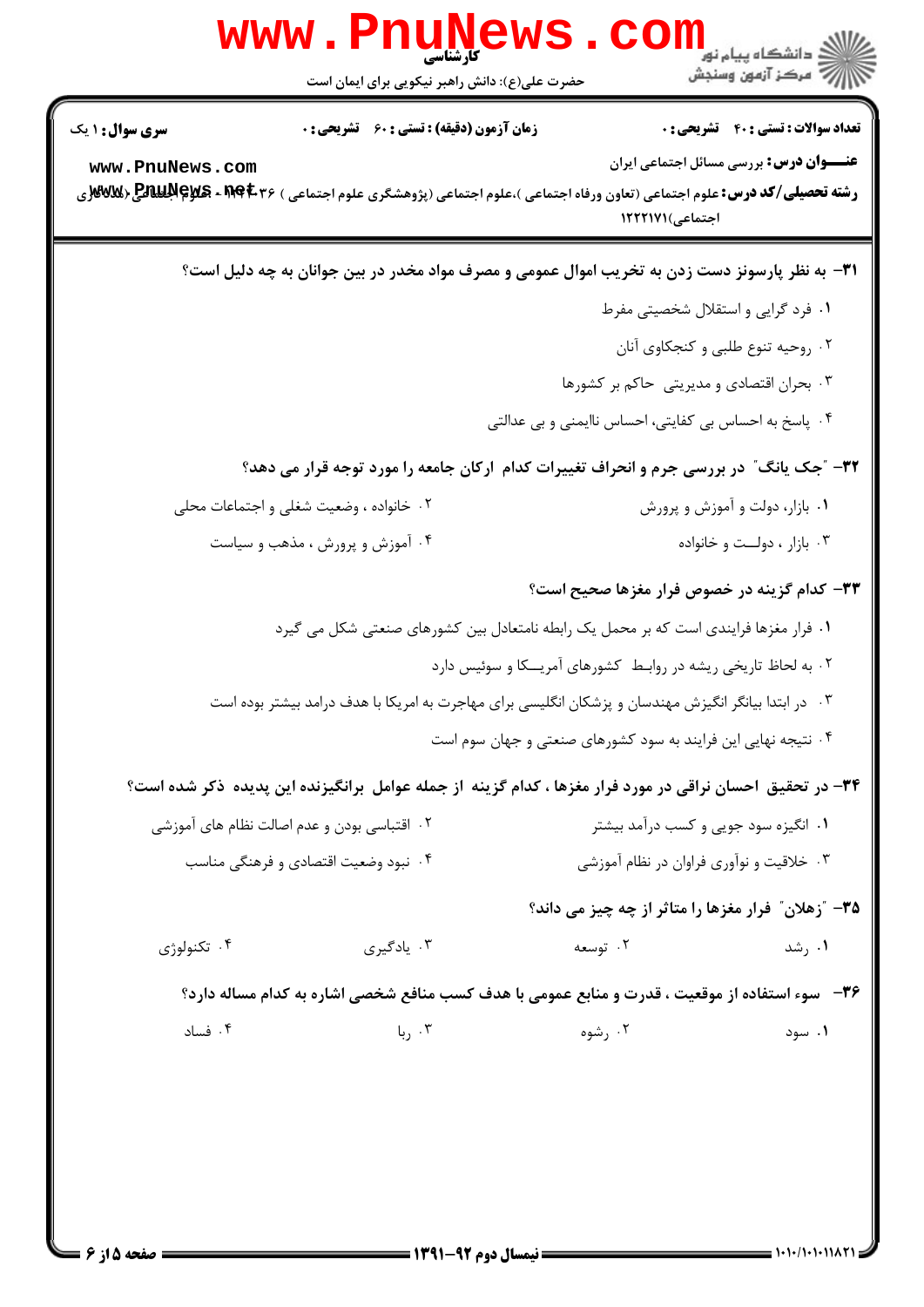**۳۱- به نظر پارسونز دست زدن به تخریب اموال عمومی و مصرف مواد مخدر در بین جوانان به چه دلیل است؟**

۱. فرد گرایی و استقلال شخصیتی مفرط

۲. روحیه تنوع طلبی و کنجکاوی آنان

۳. بحران اقتصادی و مدیریتی حاکم بر کشورها

۴. پاسخ به احساس بی کفایتی، احساس ناایمنی و بی عدالتی

**۳۲- "جک یانگ" در بررسی جرم و انحراف تغییرات کدام ارکان جامعه را مورد توجه قرار می دهد؟**

۱. بازار، دولت و آموزش و پرورش

۲. خانواده ، وضعیت شغلی و اجتماعات محلی

۳. بازار ، دولت و خانواده

۴. آموزش و پرورش ، مذهب و سیاست

**۳۳- کدام گزینه در خصوص فرار مغزها صحیح است؟**

۱. فرار مغزها فرایندی است که بر محمل یک رابطه نامتعادل بین کشورهای صنعتی شکل می گیرد

۲. به لحاظ تاریخی ریشه در روابط کشورهای آمریکا و سوئیس دارد

۳. در ابتدا بیانگر انگیزش مهندسان و پزشکان انگلیسی برای مهاجرت به امریکا با هدف درامد بیشتر بوده است

۴. نتیجه نهایی این فرایند به سود کشورهای صنعتی و جهان سوم است

**۳۴- در تحقیق احسان نراقی در مورد فرار مغزها ، کدام گزینه از جمله عوامل برانگیزنده این پدیده ذکر شده است؟**

۱. انگیزه سود جویی و کسب درآمد بیشتر

۲. اقتباسی بودن و عدم اصالت نظام های آموزشی

۳. خلاقیت و نوآوری فراوان در نظام آموزشی

۴. نبود وضعیت اقتصادی و فرهنگی مناسب

**۳۵- "زهلان" فرار مغزها را متاثر از چه چیز می داند؟**

۱. رشد

۲. توسعه

۳. یادگیری

۴. تکنولوژی

**۳۶- سوء استفاده از موقعیت ، قدرت و منابع عمومی با هدف کسب منافع شخصی اشاره به کدام مساله دارد؟**

۱. سود

۲. رشوه

۳. ربا

۴. فساد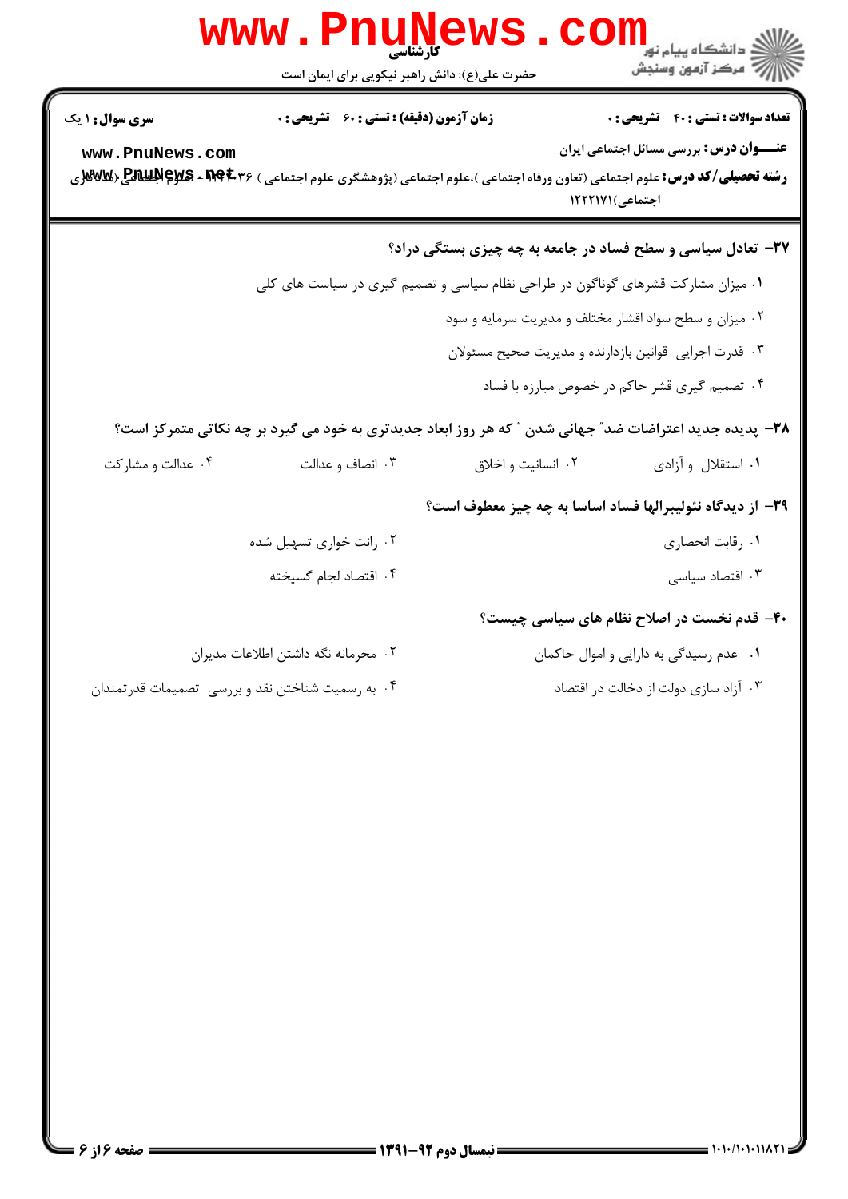۳۷- تعادل سیاسی و سطح فساد در جامعه به چه چیزی بستگی دراد؟

۱. میزان مشارکت قشرهای گوناگون در طراحی نظام سیاسی و تصمیم گیری در سیاست های کلی

۲. میزان و سطح سواد اقشار مختلف و مدیریت سرمایه و سود

۳. قدرت اجرایی قوانین بازدارنده و مدیریت صحیح مسئولان

۴. تصمیم گیری قشر حاکم در خصوص مبارزه با فساد

۳۸- پدیده جدید اعتراضات ضد" جهانی شدن " که هر روز ابعاد جدیدتری به خود می گیرد بر چه نکاتی متمرکز است؟

۱. استقلال و آزادی

۲. انسانیت و اخلاق

۳. انصاف و عدالت

۴. عدالت و مشارکت

۳۹- از دیدگاه نئولیبرالها فساد اساسا به چه چیز معطوف است؟

۱. رقابت انحصاری

۲. رانت خواری تسهیل شده

۳. اقتصاد سیاسی

۴. اقتصاد لجام گسیخته

۴۰- قدم نخست در اصلاح نظام های سیاسی چیست؟

۱. عدم رسیدگی به دارایی و اموال حاکمان

۲. محرمانه نگه داشتن اطلاعات مدیران

۳. آزاد سازی دولت از دخالت در اقتصاد

۴. به رسمیت شناختن نقد و بررسی تصمیمات قدرتمندان